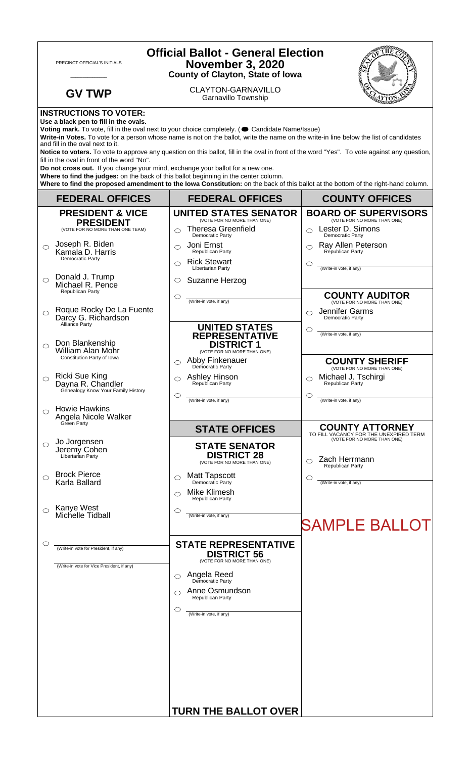PRECINCT OFFICIAL'S INITIALS

__________

**GV TWP**

# Official Ballot - General Election
## November 3, 2020
### County of Clayton, State of Iowa

CLAYTON-GARNAVILLO
Garnavillo Township

**INSTRUCTIONS TO VOTER:**

**Use a black pen to fill in the ovals.**

**Voting mark.** To vote, fill in the oval next to your choice completely. (● Candidate Name/Issue)

**Write-in Votes.** To vote for a person whose name is not on the ballot, write the name on the write-in line below the list of candidates and fill in the oval next to it.

**Notice to voters.** To vote to approve any question on this ballot, fill in the oval in front of the word "Yes". To vote against any question, fill in the oval in front of the word "No".

**Do not cross out.** If you change your mind, exchange your ballot for a new one.

**Where to find the judges:** on the back of this ballot beginning in the center column.

**Where to find the proposed amendment to the Iowa Constitution:** on the back of this ballot at the bottom of the right-hand column.

## FEDERAL OFFICES

### PRESIDENT & VICE PRESIDENT
(VOTE FOR NO MORE THAN ONE TEAM)

- ○ Joseph R. Biden / Kamala D. Harris — Democratic Party
- ○ Donald J. Trump / Michael R. Pence — Republican Party
- ○ Roque Rocky De La Fuente / Darcy G. Richardson — Alliance Party
- ○ Don Blankenship / William Alan Mohr — Constitution Party of Iowa
- ○ Ricki Sue King / Dayna R. Chandler — Genealogy Know Your Family History
- ○ Howie Hawkins / Angela Nicole Walker — Green Party
- ○ Jo Jorgensen / Jeremy Cohen — Libertarian Party
- ○ Brock Pierce / Karla Ballard
- ○ Kanye West / Michelle Tidball
- ○ ________ (Write-in vote for President, if any)
  ________ (Write-in vote for Vice President, if any)

## FEDERAL OFFICES

### UNITED STATES SENATOR
(VOTE FOR NO MORE THAN ONE)

- ○ Theresa Greenfield — Democratic Party
- ○ Joni Ernst — Republican Party
- ○ Rick Stewart — Libertarian Party
- ○ Suzanne Herzog
- ○ ________ (Write-in vote, if any)

### UNITED STATES REPRESENTATIVE DISTRICT 1
(VOTE FOR NO MORE THAN ONE)

- ○ Abby Finkenauer — Democratic Party
- ○ Ashley Hinson — Republican Party
- ○ ________ (Write-in vote, if any)

## STATE OFFICES

### STATE SENATOR DISTRICT 28
(VOTE FOR NO MORE THAN ONE)

- ○ Matt Tapscott — Democratic Party
- ○ Mike Klimesh — Republican Party
- ○ ________ (Write-in vote, if any)

### STATE REPRESENTATIVE DISTRICT 56
(VOTE FOR NO MORE THAN ONE)

- ○ Angela Reed — Democratic Party
- ○ Anne Osmundson — Republican Party
- ○ ________ (Write-in vote, if any)

**TURN THE BALLOT OVER**

## COUNTY OFFICES

### BOARD OF SUPERVISORS
(VOTE FOR NO MORE THAN ONE)

- ○ Lester D. Simons — Democratic Party
- ○ Ray Allen Peterson — Republican Party
- ○ ________ (Write-in vote, if any)

### COUNTY AUDITOR
(VOTE FOR NO MORE THAN ONE)

- ○ Jennifer Garms — Democratic Party
- ○ ________ (Write-in vote, if any)

### COUNTY SHERIFF
(VOTE FOR NO MORE THAN ONE)

- ○ Michael J. Tschirgi — Republican Party
- ○ ________ (Write-in vote, if any)

### COUNTY ATTORNEY
TO FILL VACANCY FOR THE UNEXPIRED TERM
(VOTE FOR NO MORE THAN ONE)

- ○ Zach Herrmann — Republican Party
- ○ ________ (Write-in vote, if any)

SAMPLE BALLOT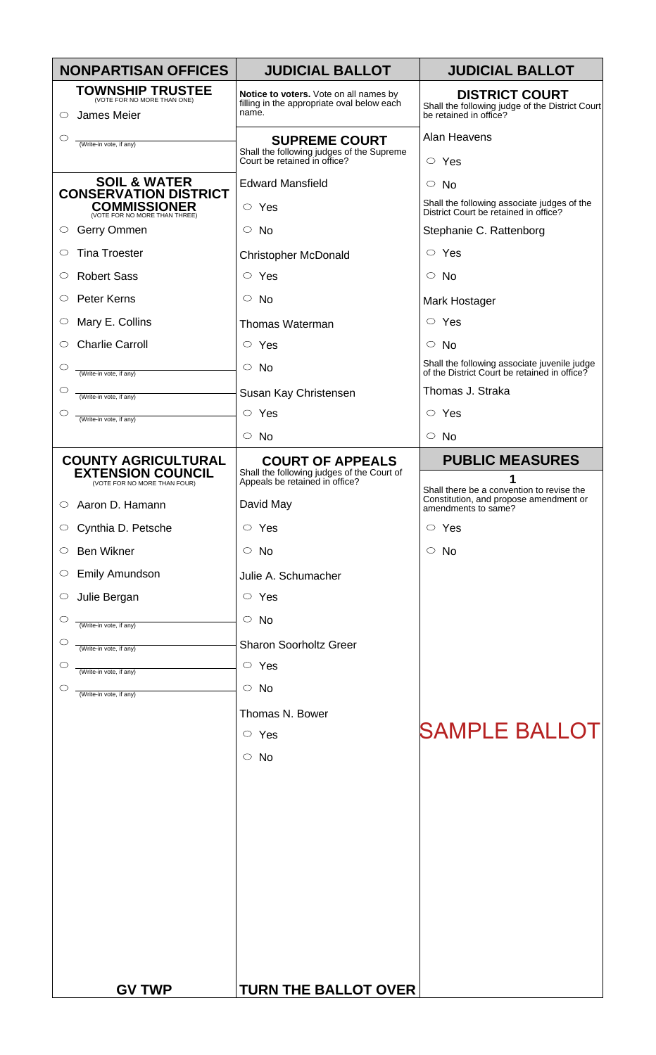## NONPARTISAN OFFICES

### TOWNSHIP TRUSTEE
(VOTE FOR NO MORE THAN ONE)

- ○ James Meier
- ○ ______ (Write-in vote, if any)

### SOIL & WATER CONSERVATION DISTRICT COMMISSIONER
(VOTE FOR NO MORE THAN THREE)

- ○ Gerry Ommen
- ○ Tina Troester
- ○ Robert Sass
- ○ Peter Kerns
- ○ Mary E. Collins
- ○ Charlie Carroll
- ○ ______ (Write-in vote, if any)
- ○ ______ (Write-in vote, if any)
- ○ ______ (Write-in vote, if any)

### COUNTY AGRICULTURAL EXTENSION COUNCIL
(VOTE FOR NO MORE THAN FOUR)

- ○ Aaron D. Hamann
- ○ Cynthia D. Petsche
- ○ Ben Wikner
- ○ Emily Amundson
- ○ Julie Bergan
- ○ ______ (Write-in vote, if any)
- ○ ______ (Write-in vote, if any)
- ○ ______ (Write-in vote, if any)
- ○ ______ (Write-in vote, if any)

GV TWP

## JUDICIAL BALLOT

**Notice to voters.** Vote on all names by filling in the appropriate oval below each name.

### SUPREME COURT
Shall the following judges of the Supreme Court be retained in office?

Edward Mansfield
- ○ Yes
- ○ No

Christopher McDonald
- ○ Yes
- ○ No

Thomas Waterman
- ○ Yes
- ○ No

Susan Kay Christensen
- ○ Yes
- ○ No

### COURT OF APPEALS
Shall the following judges of the Court of Appeals be retained in office?

David May
- ○ Yes
- ○ No

Julie A. Schumacher
- ○ Yes
- ○ No

Sharon Soorholtz Greer
- ○ Yes
- ○ No

Thomas N. Bower
- ○ Yes
- ○ No

TURN THE BALLOT OVER

## JUDICIAL BALLOT

### DISTRICT COURT
Shall the following judge of the District Court be retained in office?

Alan Heavens
- ○ Yes
- ○ No

Shall the following associate judges of the District Court be retained in office?

Stephanie C. Rattenborg
- ○ Yes
- ○ No

Mark Hostager
- ○ Yes
- ○ No

Shall the following associate juvenile judge of the District Court be retained in office?

Thomas J. Straka
- ○ Yes
- ○ No

## PUBLIC MEASURES

**1**

Shall there be a convention to revise the Constitution, and propose amendment or amendments to same?

- ○ Yes
- ○ No

SAMPLE BALLOT